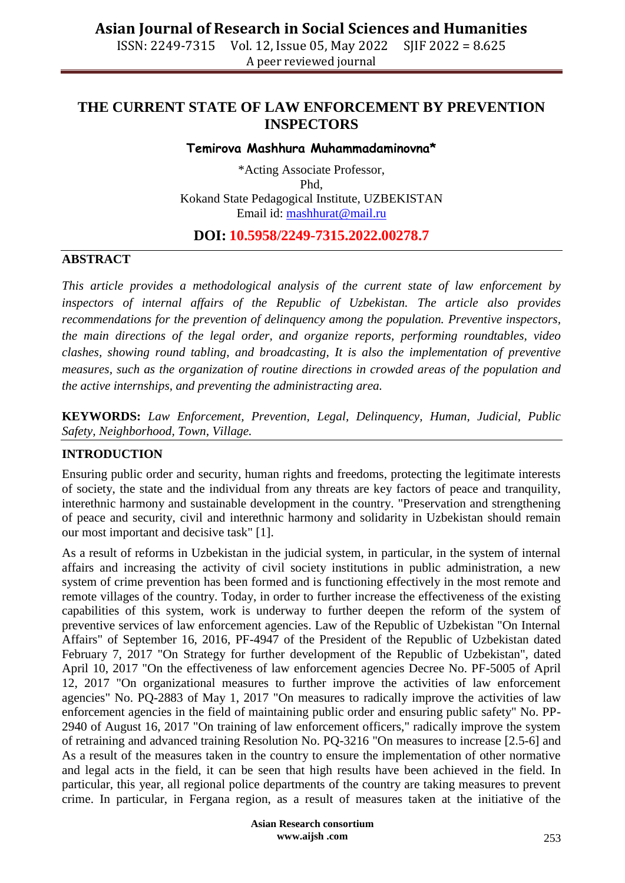# THE CURRENT STATE OF LAW ENFORCEMENT BY PREVENTION INSPECTORS

**Temirova Mashhura Muhammadaminovna***

*Acting Associate Professor,
Phd,
Kokand State Pedagogical Institute, UZBEKISTAN
Email id: mashhurat@mail.ru

**DOI: 10.5958/2249-7315.2022.00278.7**

## ABSTRACT

*This article provides a methodological analysis of the current state of law enforcement by inspectors of internal affairs of the Republic of Uzbekistan. The article also provides recommendations for the prevention of delinquency among the population. Preventive inspectors, the main directions of the legal order, and organize reports, performing roundtables, video clashes, showing round tabling, and broadcasting, It is also the implementation of preventive measures, such as the organization of routine directions in crowded areas of the population and the active internships, and preventing the administracting area.*

**KEYWORDS:** *Law Enforcement, Prevention, Legal, Delinquency, Human, Judicial, Public Safety, Neighborhood, Town, Village.*

## INTRODUCTION

Ensuring public order and security, human rights and freedoms, protecting the legitimate interests of society, the state and the individual from any threats are key factors of peace and tranquility, interethnic harmony and sustainable development in the country. "Preservation and strengthening of peace and security, civil and interethnic harmony and solidarity in Uzbekistan should remain our most important and decisive task" [1].

As a result of reforms in Uzbekistan in the judicial system, in particular, in the system of internal affairs and increasing the activity of civil society institutions in public administration, a new system of crime prevention has been formed and is functioning effectively in the most remote and remote villages of the country. Today, in order to further increase the effectiveness of the existing capabilities of this system, work is underway to further deepen the reform of the system of preventive services of law enforcement agencies. Law of the Republic of Uzbekistan "On Internal Affairs" of September 16, 2016, PF-4947 of the President of the Republic of Uzbekistan dated February 7, 2017 "On Strategy for further development of the Republic of Uzbekistan", dated April 10, 2017 "On the effectiveness of law enforcement agencies Decree No. PF-5005 of April 12, 2017 "On organizational measures to further improve the activities of law enforcement agencies" No. PQ-2883 of May 1, 2017 "On measures to radically improve the activities of law enforcement agencies in the field of maintaining public order and ensuring public safety" No. PP-2940 of August 16, 2017 "On training of law enforcement officers," radically improve the system of retraining and advanced training Resolution No. PQ-3216 "On measures to increase [2.5-6] and As a result of the measures taken in the country to ensure the implementation of other normative and legal acts in the field, it can be seen that high results have been achieved in the field. In particular, this year, all regional police departments of the country are taking measures to prevent crime. In particular, in Fergana region, as a result of measures taken at the initiative of the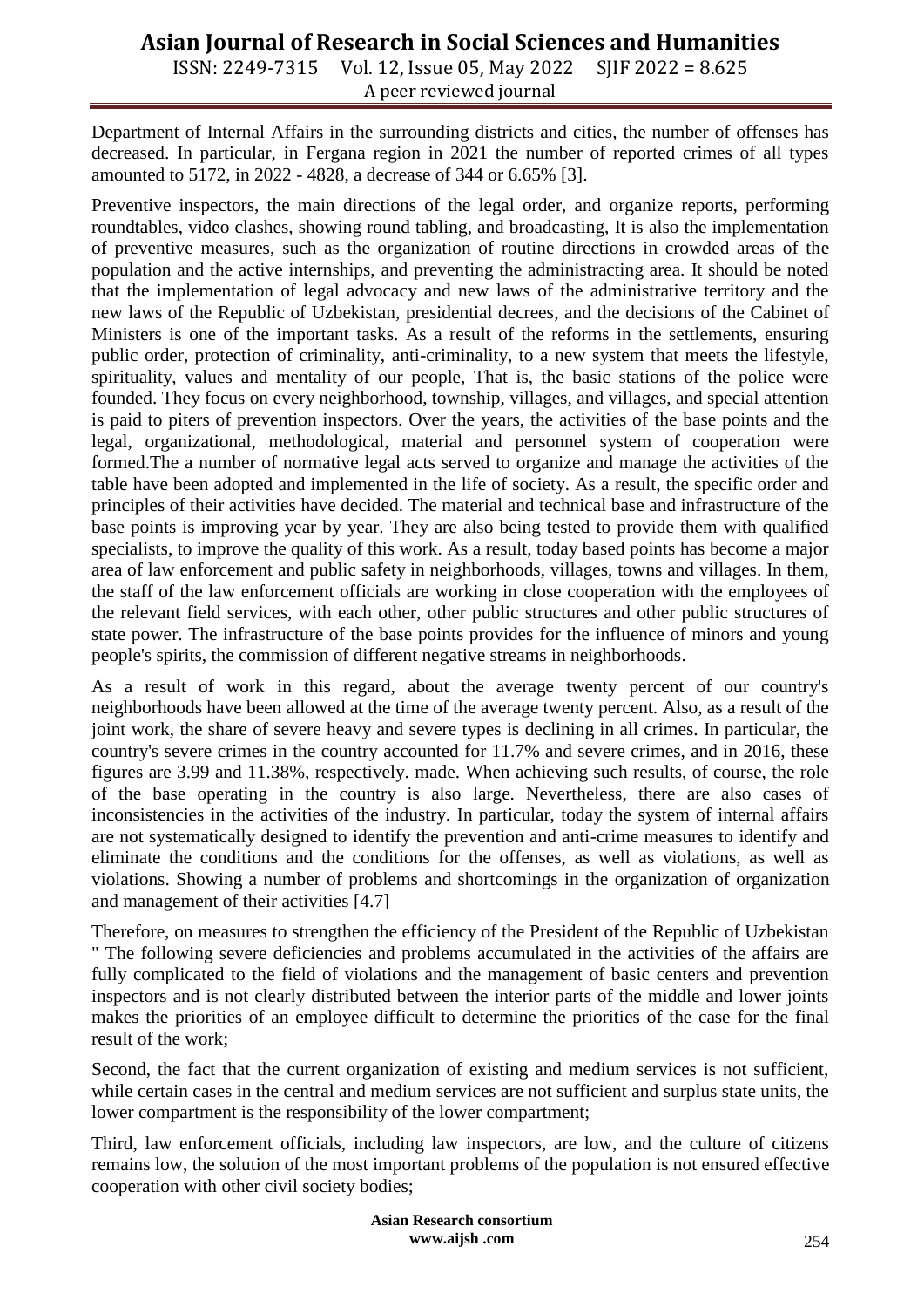Department of Internal Affairs in the surrounding districts and cities, the number of offenses has decreased. In particular, in Fergana region in 2021 the number of reported crimes of all types amounted to 5172, in 2022 - 4828, a decrease of 344 or 6.65% [3].

Preventive inspectors, the main directions of the legal order, and organize reports, performing roundtables, video clashes, showing round tabling, and broadcasting, It is also the implementation of preventive measures, such as the organization of routine directions in crowded areas of the population and the active internships, and preventing the administracting area. It should be noted that the implementation of legal advocacy and new laws of the administrative territory and the new laws of the Republic of Uzbekistan, presidential decrees, and the decisions of the Cabinet of Ministers is one of the important tasks. As a result of the reforms in the settlements, ensuring public order, protection of criminality, anti-criminality, to a new system that meets the lifestyle, spirituality, values and mentality of our people, That is, the basic stations of the police were founded. They focus on every neighborhood, township, villages, and villages, and special attention is paid to piters of prevention inspectors. Over the years, the activities of the base points and the legal, organizational, methodological, material and personnel system of cooperation were formed.The a number of normative legal acts served to organize and manage the activities of the table have been adopted and implemented in the life of society. As a result, the specific order and principles of their activities have decided. The material and technical base and infrastructure of the base points is improving year by year. They are also being tested to provide them with qualified specialists, to improve the quality of this work. As a result, today based points has become a major area of law enforcement and public safety in neighborhoods, villages, towns and villages. In them, the staff of the law enforcement officials are working in close cooperation with the employees of the relevant field services, with each other, other public structures and other public structures of state power. The infrastructure of the base points provides for the influence of minors and young people's spirits, the commission of different negative streams in neighborhoods.

As a result of work in this regard, about the average twenty percent of our country's neighborhoods have been allowed at the time of the average twenty percent. Also, as a result of the joint work, the share of severe heavy and severe types is declining in all crimes. In particular, the country's severe crimes in the country accounted for 11.7% and severe crimes, and in 2016, these figures are 3.99 and 11.38%, respectively. made. When achieving such results, of course, the role of the base operating in the country is also large. Nevertheless, there are also cases of inconsistencies in the activities of the industry. In particular, today the system of internal affairs are not systematically designed to identify the prevention and anti-crime measures to identify and eliminate the conditions and the conditions for the offenses, as well as violations, as well as violations. Showing a number of problems and shortcomings in the organization of organization and management of their activities [4.7]

Therefore, on measures to strengthen the efficiency of the President of the Republic of Uzbekistan " The following severe deficiencies and problems accumulated in the activities of the affairs are fully complicated to the field of violations and the management of basic centers and prevention inspectors and is not clearly distributed between the interior parts of the middle and lower joints makes the priorities of an employee difficult to determine the priorities of the case for the final result of the work;

Second, the fact that the current organization of existing and medium services is not sufficient, while certain cases in the central and medium services are not sufficient and surplus state units, the lower compartment is the responsibility of the lower compartment;

Third, law enforcement officials, including law inspectors, are low, and the culture of citizens remains low, the solution of the most important problems of the population is not ensured effective cooperation with other civil society bodies;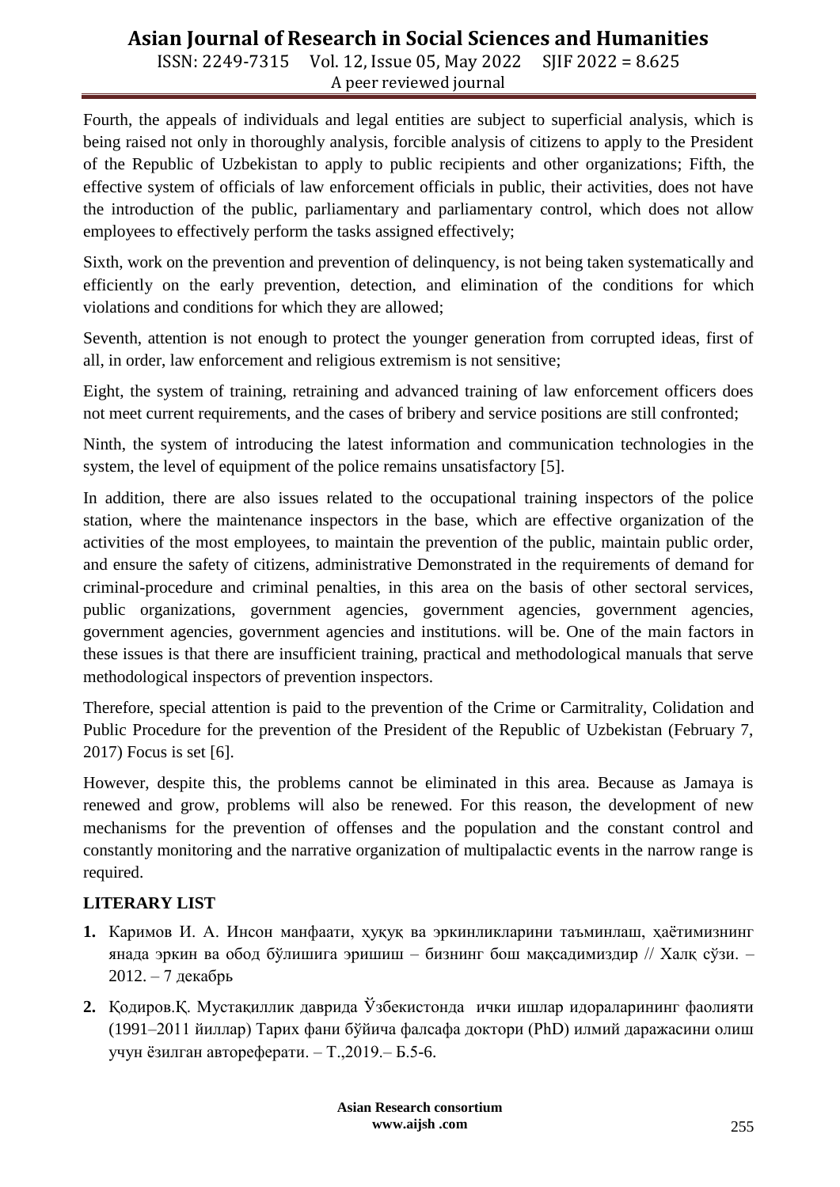Fourth, the appeals of individuals and legal entities are subject to superficial analysis, which is being raised not only in thoroughly analysis, forcible analysis of citizens to apply to the President of the Republic of Uzbekistan to apply to public recipients and other organizations; Fifth, the effective system of officials of law enforcement officials in public, their activities, does not have the introduction of the public, parliamentary and parliamentary control, which does not allow employees to effectively perform the tasks assigned effectively;

Sixth, work on the prevention and prevention of delinquency, is not being taken systematically and efficiently on the early prevention, detection, and elimination of the conditions for which violations and conditions for which they are allowed;

Seventh, attention is not enough to protect the younger generation from corrupted ideas, first of all, in order, law enforcement and religious extremism is not sensitive;

Eight, the system of training, retraining and advanced training of law enforcement officers does not meet current requirements, and the cases of bribery and service positions are still confronted;

Ninth, the system of introducing the latest information and communication technologies in the system, the level of equipment of the police remains unsatisfactory [5].

In addition, there are also issues related to the occupational training inspectors of the police station, where the maintenance inspectors in the base, which are effective organization of the activities of the most employees, to maintain the prevention of the public, maintain public order, and ensure the safety of citizens, administrative Demonstrated in the requirements of demand for criminal-procedure and criminal penalties, in this area on the basis of other sectoral services, public organizations, government agencies, government agencies, government agencies, government agencies, government agencies and institutions. will be. One of the main factors in these issues is that there are insufficient training, practical and methodological manuals that serve methodological inspectors of prevention inspectors.

Therefore, special attention is paid to the prevention of the Crime or Carmitrality, Colidation and Public Procedure for the prevention of the President of the Republic of Uzbekistan (February 7, 2017) Focus is set [6].

However, despite this, the problems cannot be eliminated in this area. Because as Jamaya is renewed and grow, problems will also be renewed. For this reason, the development of new mechanisms for the prevention of offenses and the population and the constant control and constantly monitoring and the narrative organization of multipalactic events in the narrow range is required.

**LITERARY LIST**

1. Каримов И. А. Инсон манфаати, ҳуқуқ ва эркинликларини таъминлаш, ҳаётимизнинг янада эркин ва обод бўлишига эришиш – бизнинг бош мақсадимиздир // Халқ сўзи. – 2012. – 7 декабрь
2. Қодиров.Қ. Мустақиллик даврида Ўзбекистонда ички ишлар идораларининг фаолияти (1991–2011 йиллар) Тарих фани бўйича фалсафа доктори (PhD) илмий даражасини олиш учун ёзилган автореферати. – Т.,2019.– Б.5-6.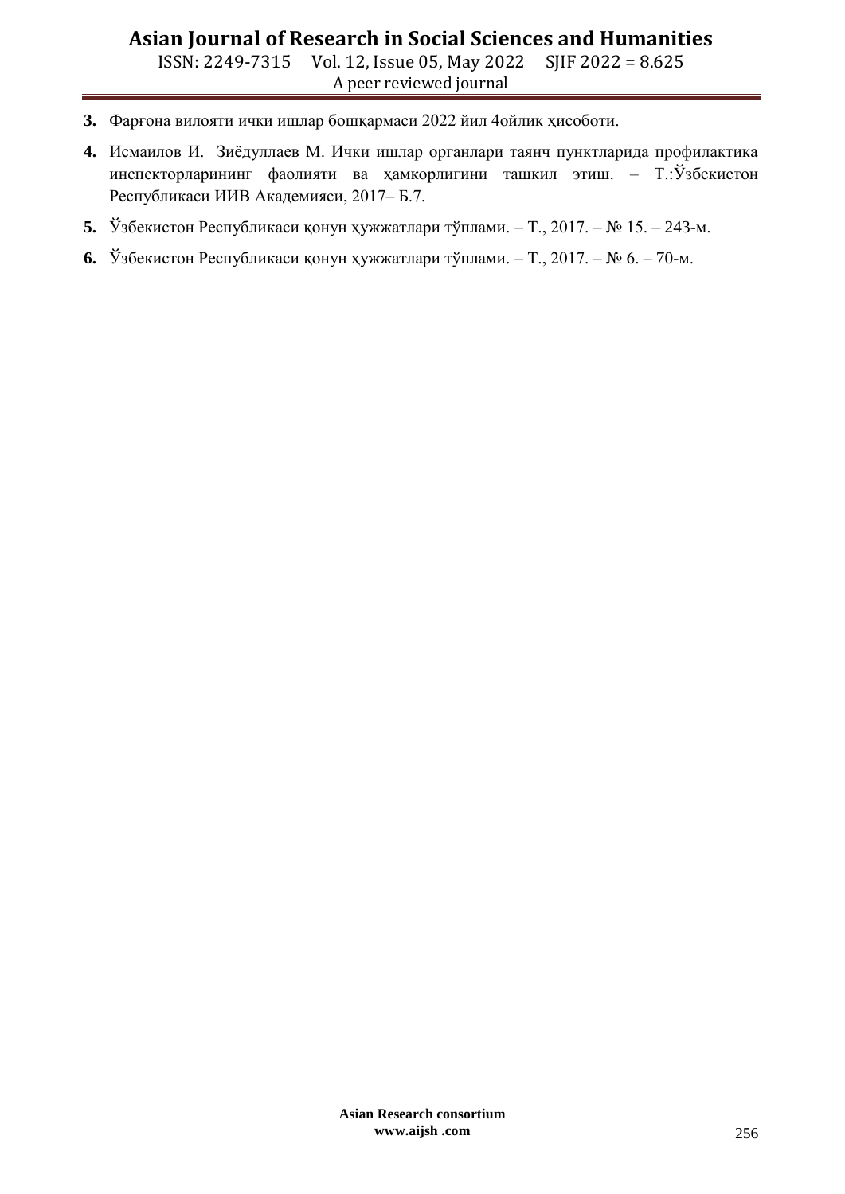3. Фарғона вилояти ички ишлар бошқармаси 2022 йил 4ойлик ҳисоботи.
4. Исмаилов И. Зиёдуллаев М. Ички ишлар органлари таянч пунктларида профилактика инспекторларининг фаолияти ва ҳамкорлигини ташкил этиш. – Т.:Ўзбекистон Республикаси ИИВ Академияси, 2017– Б.7.
5. Ўзбекистон Республикаси қонун ҳужжатлари тўплами. – Т., 2017. – № 15. – 243-м.
6. Ўзбекистон Республикаси қонун ҳужжатлари тўплами. – Т., 2017. – № 6. – 70-м.